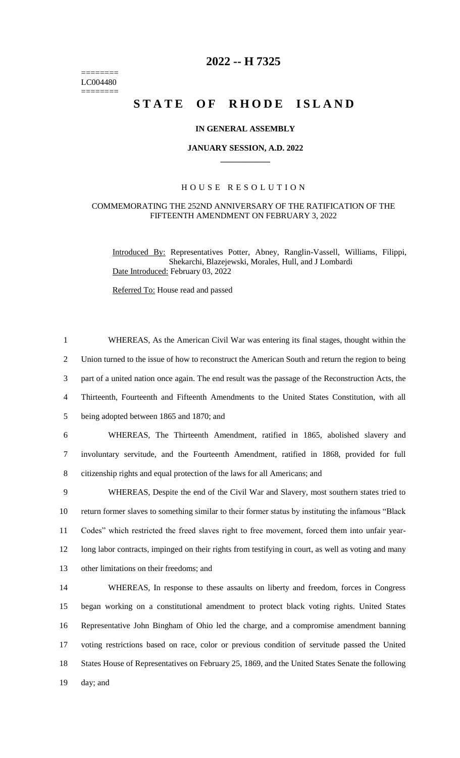========
LC004480
========

# 2022 -- H 7325

# STATE OF RHODE ISLAND

### IN GENERAL ASSEMBLY

### JANUARY SESSION, A.D. 2022

____________

## HOUSE RESOLUTION

### COMMEMORATING THE 252ND ANNIVERSARY OF THE RATIFICATION OF THE FIFTEENTH AMENDMENT ON FEBRUARY 3, 2022

Introduced By: Representatives Potter, Abney, Ranglin-Vassell, Williams, Filippi, Shekarchi, Blazejewski, Morales, Hull, and J Lombardi

Date Introduced: February 03, 2022

Referred To: House read and passed

1 WHEREAS, As the American Civil War was entering its final stages, thought within the
2 Union turned to the issue of how to reconstruct the American South and return the region to being
3 part of a united nation once again. The end result was the passage of the Reconstruction Acts, the
4 Thirteenth, Fourteenth and Fifteenth Amendments to the United States Constitution, with all
5 being adopted between 1865 and 1870; and

6 WHEREAS, The Thirteenth Amendment, ratified in 1865, abolished slavery and
7 involuntary servitude, and the Fourteenth Amendment, ratified in 1868, provided for full
8 citizenship rights and equal protection of the laws for all Americans; and

9 WHEREAS, Despite the end of the Civil War and Slavery, most southern states tried to
10 return former slaves to something similar to their former status by instituting the infamous "Black
11 Codes" which restricted the freed slaves right to free movement, forced them into unfair year-
12 long labor contracts, impinged on their rights from testifying in court, as well as voting and many
13 other limitations on their freedoms; and

14 WHEREAS, In response to these assaults on liberty and freedom, forces in Congress
15 began working on a constitutional amendment to protect black voting rights. United States
16 Representative John Bingham of Ohio led the charge, and a compromise amendment banning
17 voting restrictions based on race, color or previous condition of servitude passed the United
18 States House of Representatives on February 25, 1869, and the United States Senate the following
19 day; and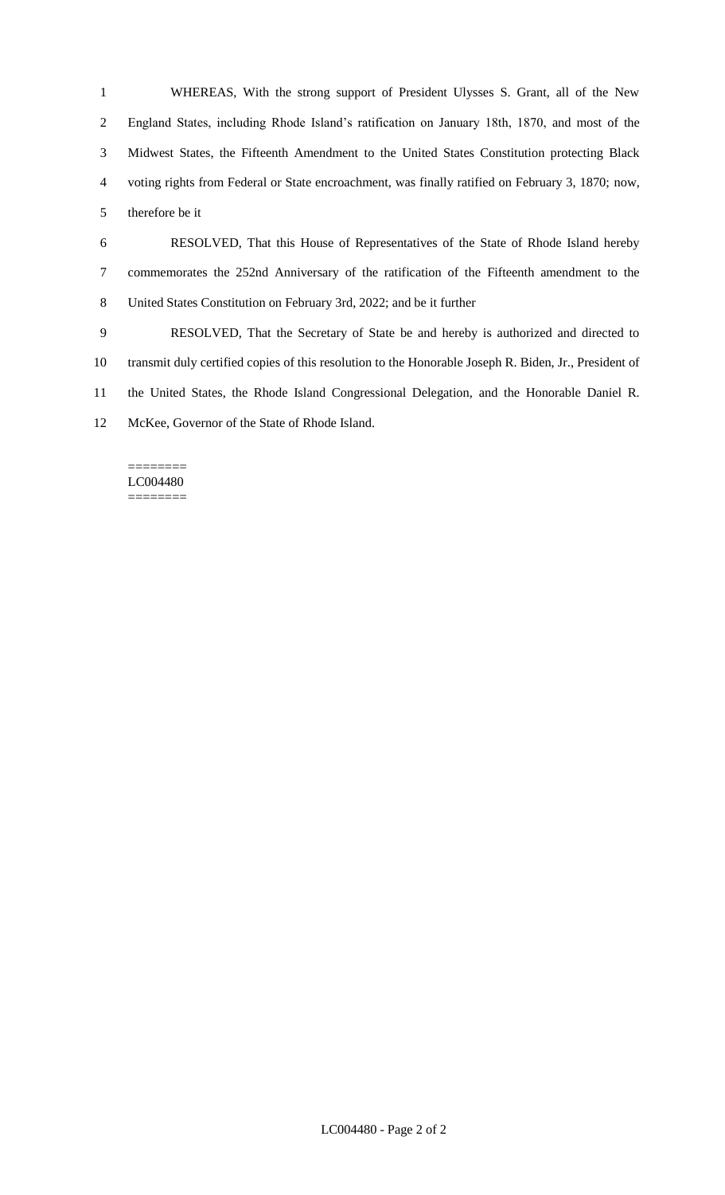WHEREAS, With the strong support of President Ulysses S. Grant, all of the New England States, including Rhode Island's ratification on January 18th, 1870, and most of the Midwest States, the Fifteenth Amendment to the United States Constitution protecting Black voting rights from Federal or State encroachment, was finally ratified on February 3, 1870; now, therefore be it

RESOLVED, That this House of Representatives of the State of Rhode Island hereby commemorates the 252nd Anniversary of the ratification of the Fifteenth amendment to the United States Constitution on February 3rd, 2022; and be it further

RESOLVED, That the Secretary of State be and hereby is authorized and directed to transmit duly certified copies of this resolution to the Honorable Joseph R. Biden, Jr., President of the United States, the Rhode Island Congressional Delegation, and the Honorable Daniel R. McKee, Governor of the State of Rhode Island.

========
LC004480
========